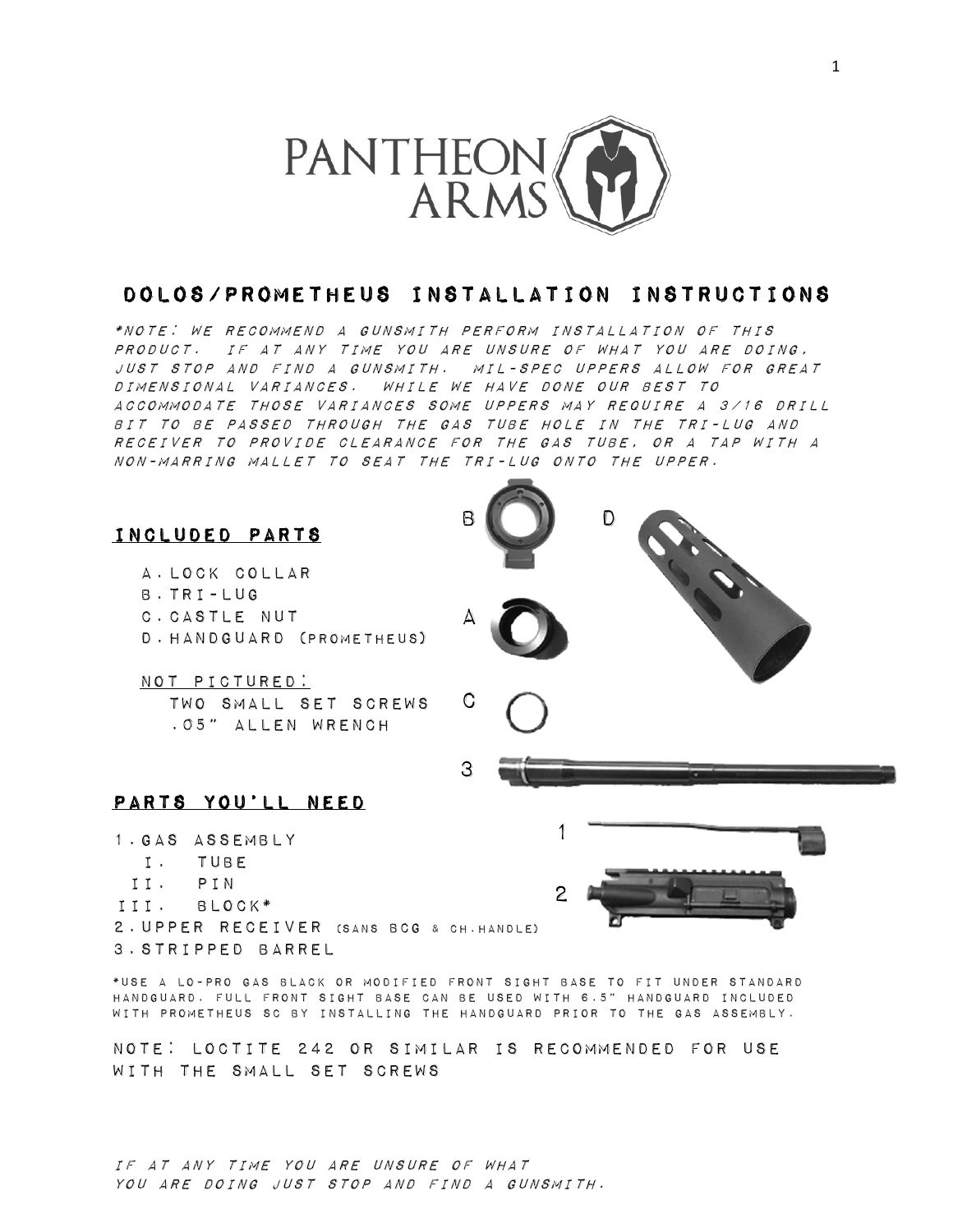PANTHEON ARMS

# DOLOS/PROMETHEUS INSTALLATION INSTRUCTIONS

*\*NOTE: WE RECOMMEND A GUNSMITH PERFORM INSTALLATION OF THIS PRODUCT. IF AT ANY TIME YOU ARE UNSURE OF WHAT YOU ARE DOING, JUST STOP AND FIND A GUNSMITH. MIL-SPEC UPPERS ALLOW FOR GREAT DIMENSIONAL VARIANCES. WHILE WE HAVE DONE OUR BEST TO ACCOMMODATE THOSE VARIANCES SOME UPPERS MAY REQUIRE A 3/16 DRILL BIT TO BE PASSED THROUGH THE GAS TUBE HOLE IN THE TRI-LUG AND RECEIVER TO PROVIDE CLEARANCE FOR THE GAS TUBE, OR A TAP WITH A NON-MARRING MALLET TO SEAT THE TRI-LUG ONTO THE UPPER.*

## INCLUDED PARTS

A. LOCK COLLAR
B. TRI-LUG
C. CASTLE NUT
D. HANDGUARD (PROMETHEUS)

NOT PICTURED:
TWO SMALL SET SCREWS
.05" ALLEN WRENCH

B D A C 3 1 2

## PARTS YOU'LL NEED

1. GAS ASSEMBLY
   I. TUBE
   II. PIN
   III. BLOCK*
2. UPPER RECEIVER (SANS BCG & CH.HANDLE)
3. STRIPPED BARREL

\*USE A LO-PRO GAS BLACK OR MODIFIED FRONT SIGHT BASE TO FIT UNDER STANDARD HANDGUARD. FULL FRONT SIGHT BASE CAN BE USED WITH 6.5" HANDGUARD INCLUDED WITH PROMETHEUS SC BY INSTALLING THE HANDGUARD PRIOR TO THE GAS ASSEMBLY.

NOTE: LOCTITE 242 OR SIMILAR IS RECOMMENDED FOR USE WITH THE SMALL SET SCREWS

*IF AT ANY TIME YOU ARE UNSURE OF WHAT YOU ARE DOING JUST STOP AND FIND A GUNSMITH.*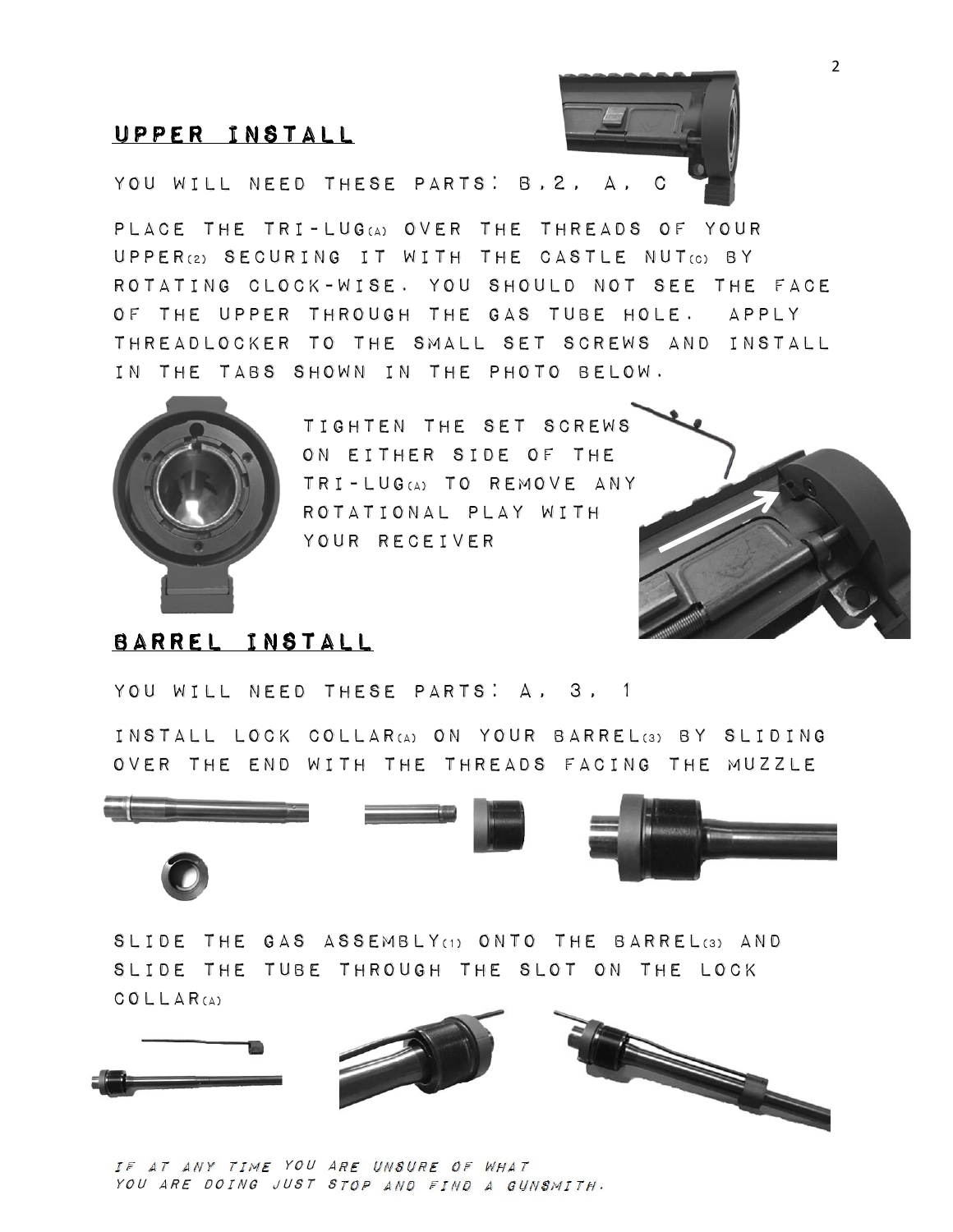## UPPER INSTALL

YOU WILL NEED THESE PARTS: B,2, A, C

PLACE THE TRI-LUG(A) OVER THE THREADS OF YOUR UPPER(2) SECURING IT WITH THE CASTLE NUT(C) BY ROTATING CLOCK-WISE. YOU SHOULD NOT SEE THE FACE OF THE UPPER THROUGH THE GAS TUBE HOLE. APPLY THREADLOCKER TO THE SMALL SET SCREWS AND INSTALL IN THE TABS SHOWN IN THE PHOTO BELOW.

TIGHTEN THE SET SCREWS ON EITHER SIDE OF THE TRI-LUG(A) TO REMOVE ANY ROTATIONAL PLAY WITH YOUR RECEIVER

## BARREL INSTALL

YOU WILL NEED THESE PARTS: A, 3, 1

INSTALL LOCK COLLAR(A) ON YOUR BARREL(3) BY SLIDING OVER THE END WITH THE THREADS FACING THE MUZZLE

SLIDE THE GAS ASSEMBLY(1) ONTO THE BARREL(3) AND SLIDE THE TUBE THROUGH THE SLOT ON THE LOCK COLLAR(A)

*IF AT ANY TIME YOU ARE UNSURE OF WHAT YOU ARE DOING JUST STOP AND FIND A GUNSMITH.*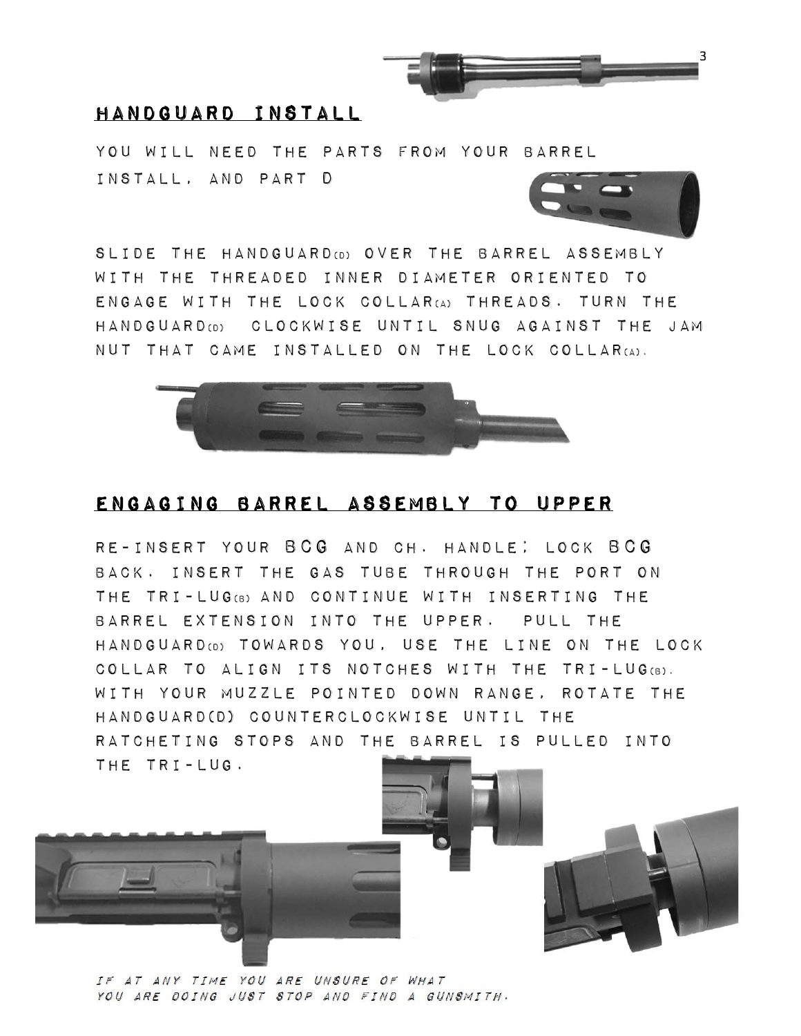## HANDGUARD INSTALL

YOU WILL NEED THE PARTS FROM YOUR BARREL INSTALL, AND PART D

SLIDE THE HANDGUARD(D) OVER THE BARREL ASSEMBLY WITH THE THREADED INNER DIAMETER ORIENTED TO ENGAGE WITH THE LOCK COLLAR(A) THREADS. TURN THE HANDGUARD(D) CLOCKWISE UNTIL SNUG AGAINST THE JAM NUT THAT CAME INSTALLED ON THE LOCK COLLAR(A).

## ENGAGING BARREL ASSEMBLY TO UPPER

RE-INSERT YOUR BCG AND CH. HANDLE; LOCK BCG BACK. INSERT THE GAS TUBE THROUGH THE PORT ON THE TRI-LUG(B) AND CONTINUE WITH INSERTING THE BARREL EXTENSION INTO THE UPPER. PULL THE HANDGUARD(D) TOWARDS YOU, USE THE LINE ON THE LOCK COLLAR TO ALIGN ITS NOTCHES WITH THE TRI-LUG(B). WITH YOUR MUZZLE POINTED DOWN RANGE, ROTATE THE HANDGUARD(D) COUNTERCLOCKWISE UNTIL THE RATCHETING STOPS AND THE BARREL IS PULLED INTO THE TRI-LUG.

*IF AT ANY TIME YOU ARE UNSURE OF WHAT YOU ARE DOING JUST STOP AND FIND A GUNSMITH.*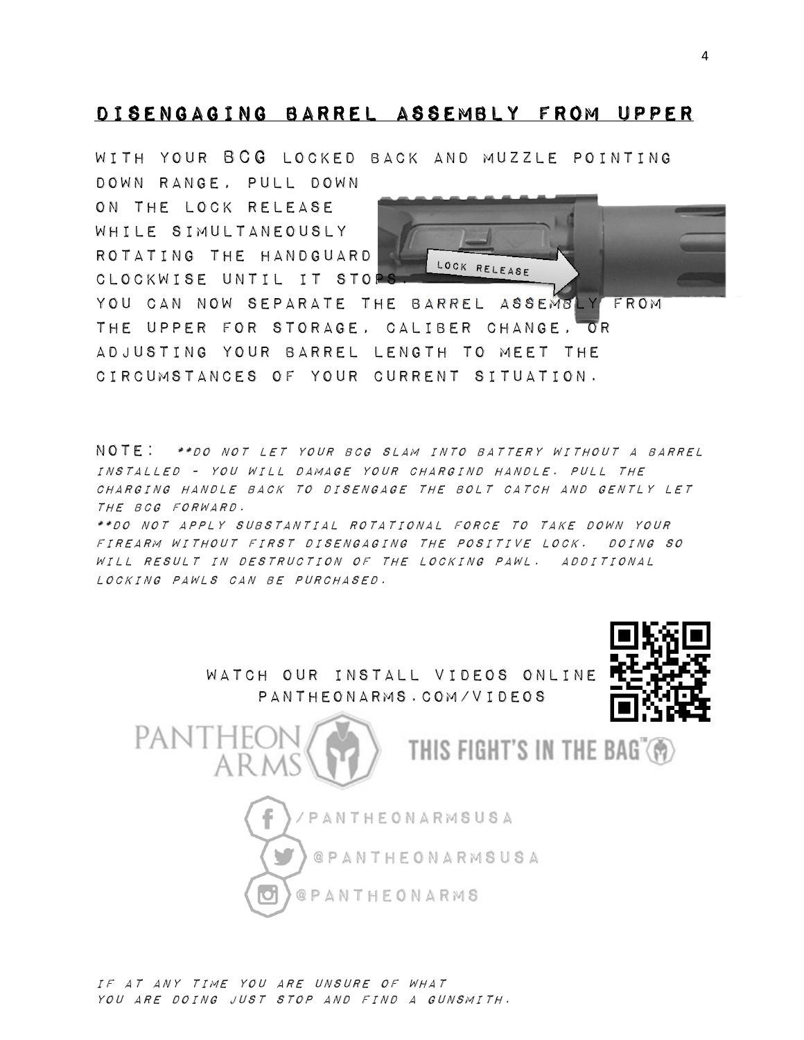## DISENGAGING BARREL ASSEMBLY FROM UPPER

WITH YOUR BCG LOCKED BACK AND MUZZLE POINTING DOWN RANGE, PULL DOWN ON THE LOCK RELEASE WHILE SIMULTANEOUSLY ROTATING THE HANDGUARD CLOCKWISE UNTIL IT STOPS. YOU CAN NOW SEPARATE THE BARREL ASSEMBLY FROM THE UPPER FOR STORAGE, CALIBER CHANGE, OR ADJUSTING YOUR BARREL LENGTH TO MEET THE CIRCUMSTANCES OF YOUR CURRENT SITUATION.

LOCK RELEASE

NOTE: *\*\*DO NOT LET YOUR BCG SLAM INTO BATTERY WITHOUT A BARREL INSTALLED - YOU WILL DAMAGE YOUR CHARGIND HANDLE. PULL THE CHARGING HANDLE BACK TO DISENGAGE THE BOLT CATCH AND GENTLY LET THE BCG FORWARD.*
*\*\*DO NOT APPLY SUBSTANTIAL ROTATIONAL FORCE TO TAKE DOWN YOUR FIREARM WITHOUT FIRST DISENGAGING THE POSITIVE LOCK. DOING SO WILL RESULT IN DESTRUCTION OF THE LOCKING PAWL. ADDITIONAL LOCKING PAWLS CAN BE PURCHASED.*

WATCH OUR INSTALL VIDEOS ONLINE
PANTHEONARMS.COM/VIDEOS

PANTHEON ARMS

THIS FIGHT'S IN THE BAG™

/PANTHEONARMSUSA

@PANTHEONARMSUSA

@PANTHEONARMS

*IF AT ANY TIME YOU ARE UNSURE OF WHAT YOU ARE DOING JUST STOP AND FIND A GUNSMITH.*